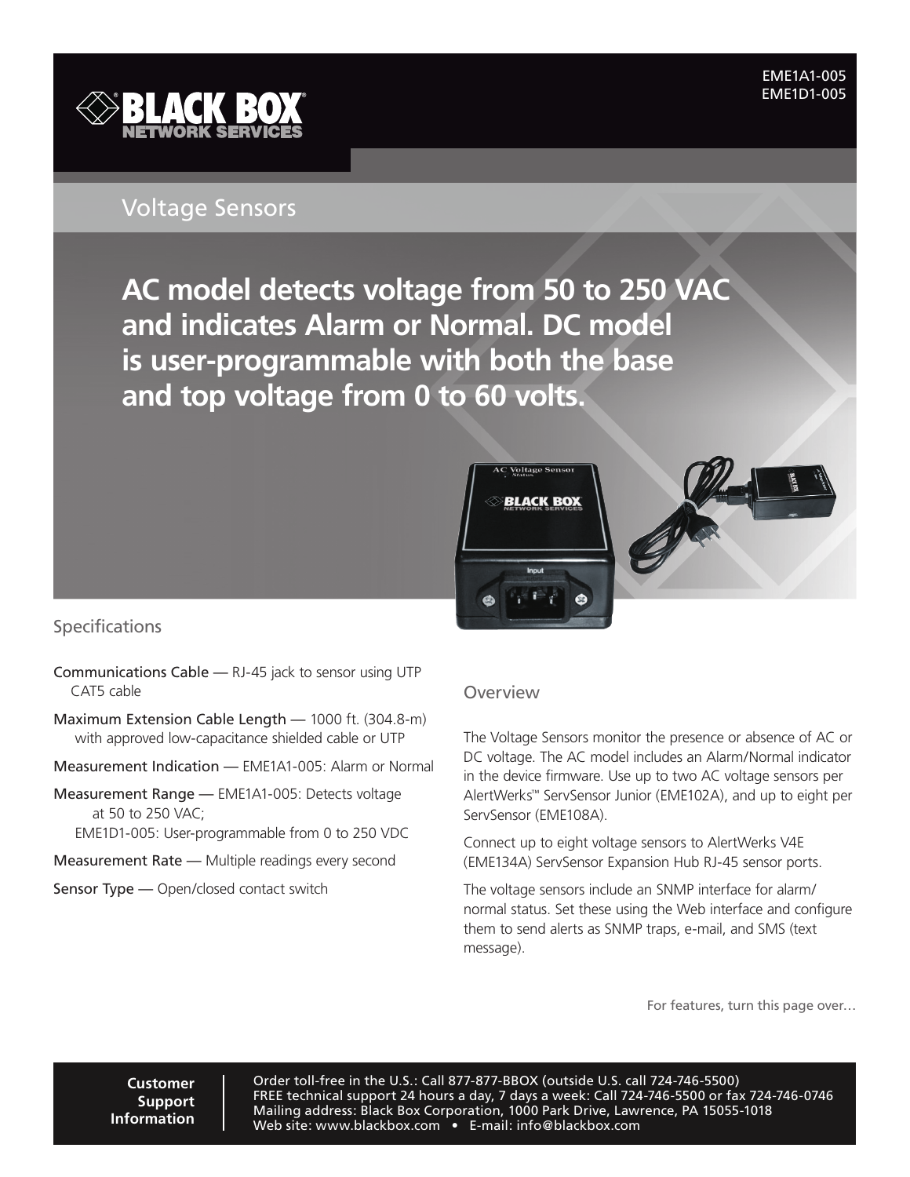EME1A1-005
EME1D1-005

# Voltage Sensors

## AC model detects voltage from 50 to 250 VAC and indicates Alarm or Normal. DC model is user-programmable with both the base and top voltage from 0 to 60 volts.

## Specifications

Communications Cable — RJ-45 jack to sensor using UTP CAT5 cable

Maximum Extension Cable Length — 1000 ft. (304.8-m) with approved low-capacitance shielded cable or UTP

Measurement Indication — EME1A1-005: Alarm or Normal

Measurement Range — EME1A1-005: Detects voltage at 50 to 250 VAC;
EME1D1-005: User-programmable from 0 to 250 VDC

Measurement Rate — Multiple readings every second

Sensor Type — Open/closed contact switch

## Overview

The Voltage Sensors monitor the presence or absence of AC or DC voltage. The AC model includes an Alarm/Normal indicator in the device firmware. Use up to two AC voltage sensors per AlertWerks™ ServSensor Junior (EME102A), and up to eight per ServSensor (EME108A).

Connect up to eight voltage sensors to AlertWerks V4E (EME134A) ServSensor Expansion Hub RJ-45 sensor ports.

The voltage sensors include an SNMP interface for alarm/normal status. Set these using the Web interface and configure them to send alerts as SNMP traps, e-mail, and SMS (text message).

For features, turn this page over…

**Customer Support Information**

Order toll-free in the U.S.: Call 877-877-BBOX (outside U.S. call 724-746-5500)
FREE technical support 24 hours a day, 7 days a week: Call 724-746-5500 or fax 724-746-0746
Mailing address: Black Box Corporation, 1000 Park Drive, Lawrence, PA 15055-1018
Web site: www.blackbox.com • E-mail: info@blackbox.com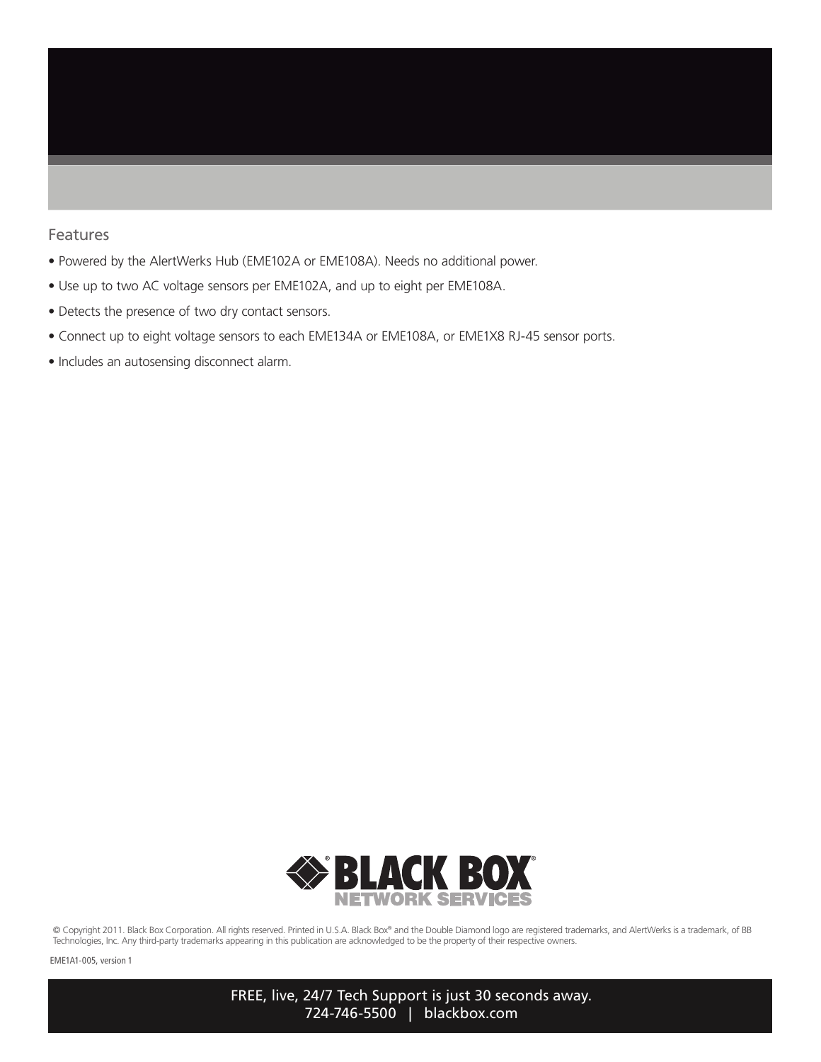## Features

- Powered by the AlertWerks Hub (EME102A or EME108A). Needs no additional power.
- Use up to two AC voltage sensors per EME102A, and up to eight per EME108A.
- Detects the presence of two dry contact sensors.
- Connect up to eight voltage sensors to each EME134A or EME108A, or EME1X8 RJ-45 sensor ports.
- Includes an autosensing disconnect alarm.

BLACK BOX® NETWORK SERVICES

© Copyright 2011. Black Box Corporation. All rights reserved. Printed in U.S.A. Black Box® and the Double Diamond logo are registered trademarks, and AlertWerks is a trademark, of BB Technologies, Inc. Any third-party trademarks appearing in this publication are acknowledged to be the property of their respective owners.

EME1A1-005, version 1

FREE, live, 24/7 Tech Support is just 30 seconds away.
724-746-5500 | blackbox.com